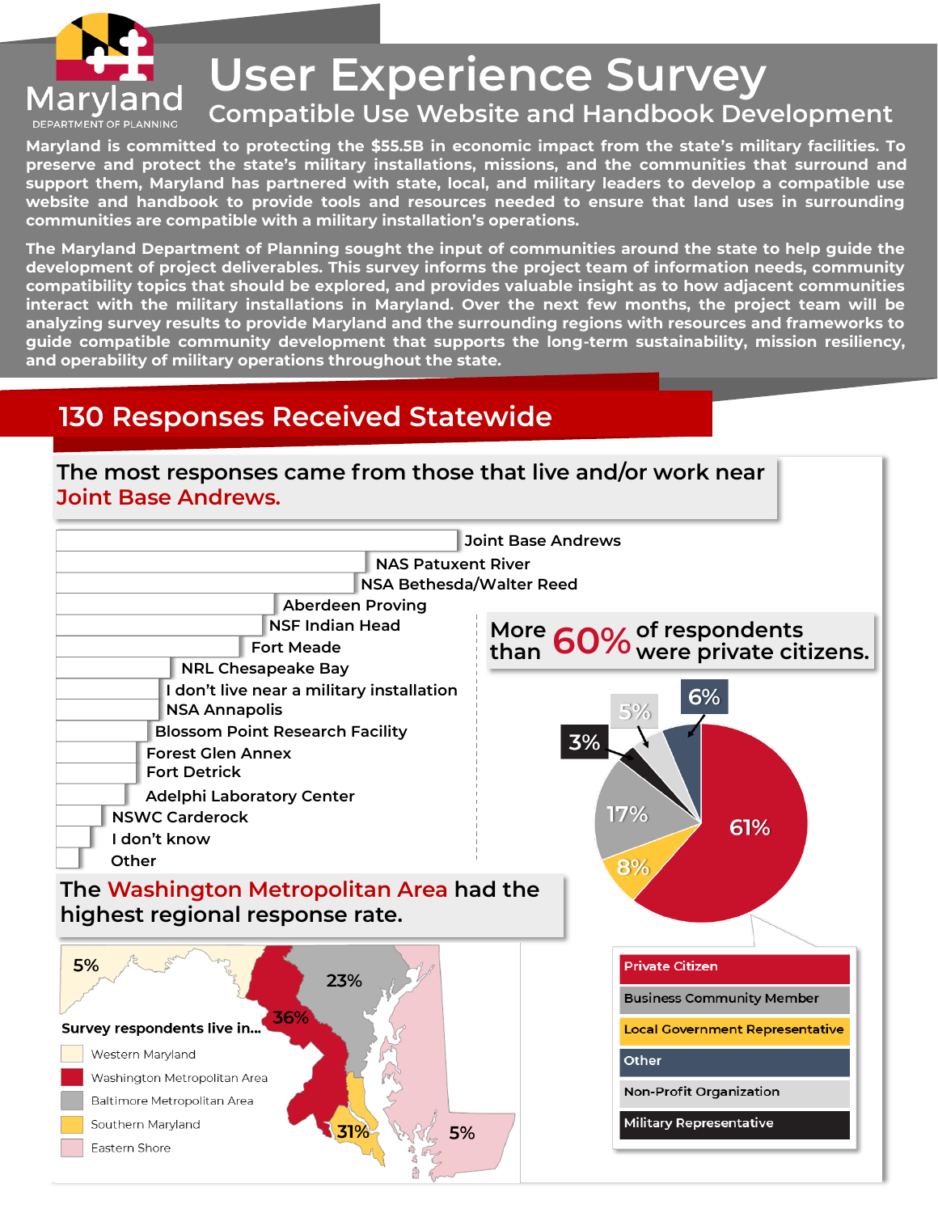Maryland

DEPARTMENT OF PLANNING

# User Experience Survey

## Compatible Use Website and Handbook Development

**Maryland is committed to protecting the $55.5B in economic impact from the state's military facilities. To preserve and protect the state's military installations, missions, and the communities that surround and support them, Maryland has partnered with state, local, and military leaders to develop a compatible use website and handbook to provide tools and resources needed to ensure that land uses in surrounding communities are compatible with a military installation's operations.**

**The Maryland Department of Planning sought the input of communities around the state to help guide the development of project deliverables. This survey informs the project team of information needs, community compatibility topics that should be explored, and provides valuable insight as to how adjacent communities interact with the military installations in Maryland. Over the next few months, the project team will be analyzing survey results to provide Maryland and the surrounding regions with resources and frameworks to guide compatible community development that supports the long-term sustainability, mission resiliency, and operability of military operations throughout the state.**

## 130 Responses Received Statewide

### The most responses came from those that live and/or work near Joint Base Andrews.

- Joint Base Andrews
- NAS Patuxent River
- NSA Bethesda/Walter Reed
- Aberdeen Proving
- NSF Indian Head
- Fort Meade
- NRL Chesapeake Bay
- I don't live near a military installation
- NSA Annapolis
- Blossom Point Research Facility
- Forest Glen Annex
- Fort Detrick
- Adelphi Laboratory Center
- NSWC Carderock
- I don't know
- Other

### More than 60% of respondents were private citizens.

| Respondent Type | Percent |
|---|---|
| Private Citizen | 61% |
| Business Community Member | 17% |
| Local Government Representative | 8% |
| Other | 6% |
| Non-Profit Organization | 5% |
| Military Representative | 3% |

### The Washington Metropolitan Area had the highest regional response rate.

Survey respondents live in...

| Region | Percent |
|---|---|
| Western Maryland | 5% |
| Washington Metropolitan Area | 36% |
| Baltimore Metropolitan Area | 23% |
| Southern Maryland | 31% |
| Eastern Shore | 5% |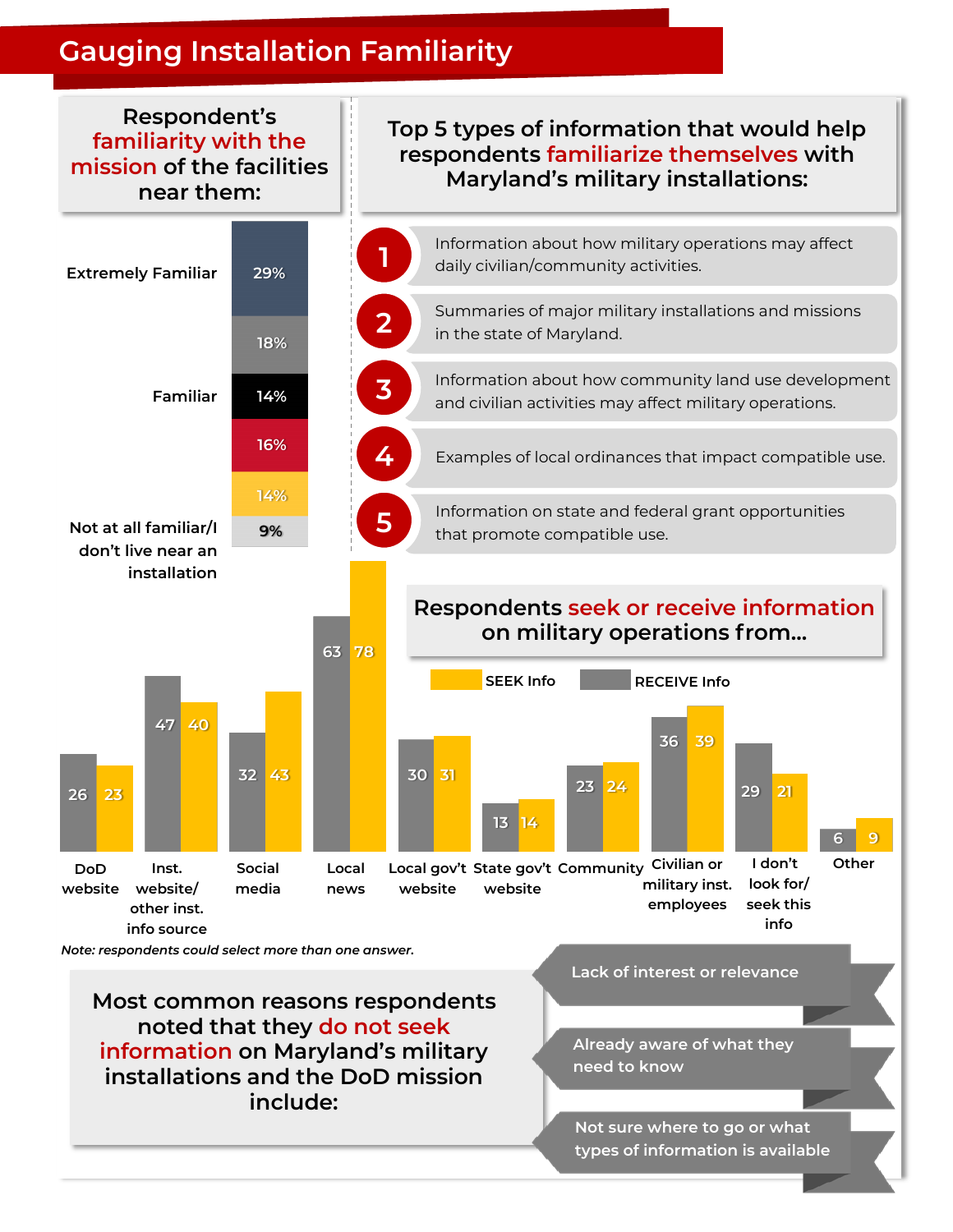# Gauging Installation Familiarity

## Respondent's familiarity with the mission of the facilities near them:

| Familiarity | % |
|---|---|
| Extremely Familiar | 29% |
| | 18% |
| Familiar | 14% |
| | 16% |
| | 14% |
| Not at all familiar/I don't live near an installation | 9% |

## Top 5 types of information that would help respondents familiarize themselves with Maryland's military installations:

1. Information about how military operations may affect daily civilian/community activities.
2. Summaries of major military installations and missions in the state of Maryland.
3. Information about how community land use development and civilian activities may affect military operations.
4. Examples of local ordinances that impact compatible use.
5. Information on state and federal grant opportunities that promote compatible use.

## Respondents seek or receive information on military operations from...

| Source | RECEIVE Info | SEEK Info |
|---|---|---|
| DoD website | 26 | 23 |
| Inst. website/ other inst. info source | 47 | 40 |
| Social media | 32 | 43 |
| Local news | 63 | 78 |
| Local gov't website | 30 | 31 |
| State gov't website | 13 | 14 |
| Community | 23 | 24 |
| Civilian or military inst. employees | 36 | 39 |
| I don't look for/ seek this info | 29 | 21 |
| Other | 6 | 9 |

*Note: respondents could select more than one answer.*

## Most common reasons respondents noted that they do not seek information on Maryland's military installations and the DoD mission include:

- Lack of interest or relevance
- Already aware of what they need to know
- Not sure where to go or what types of information is available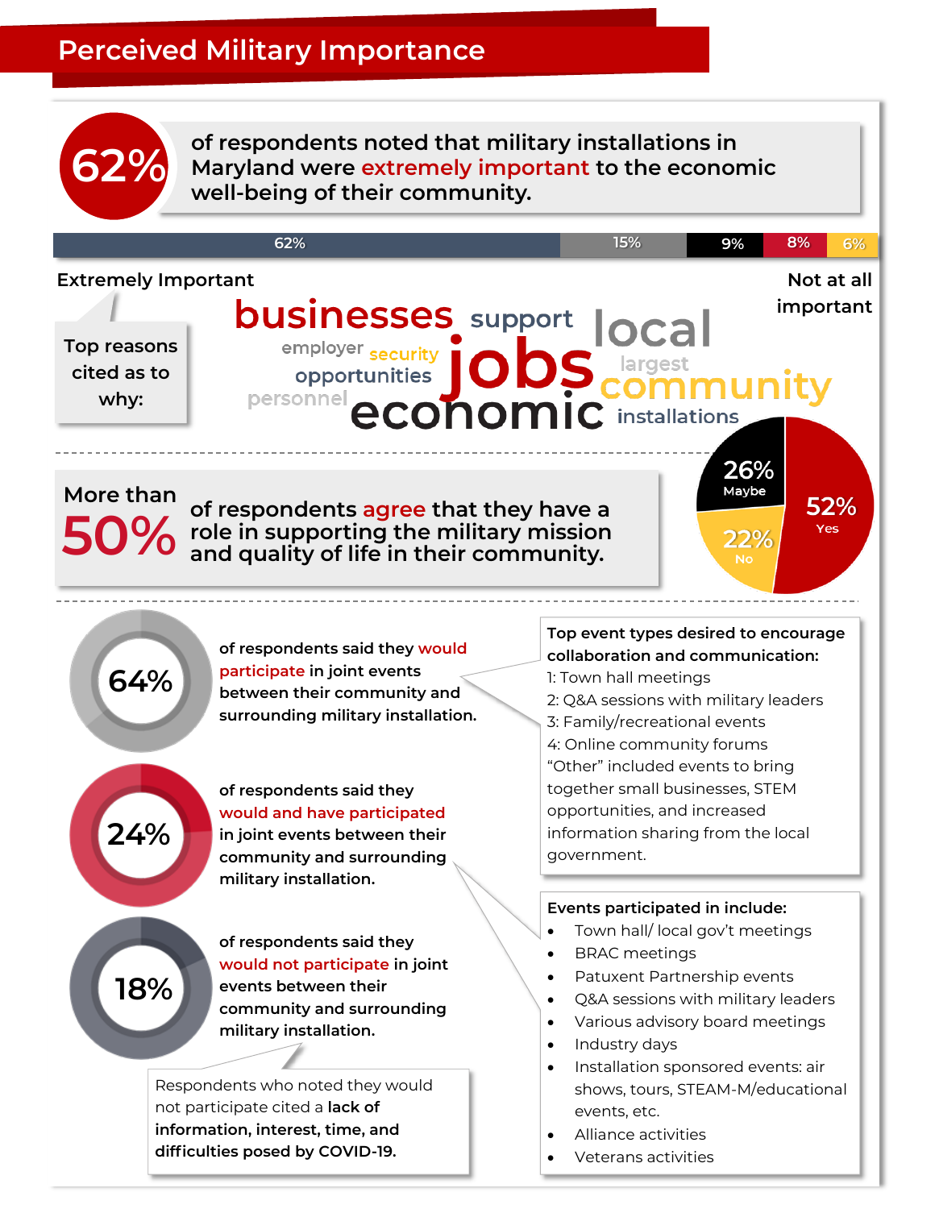# Perceived Military Importance

**62%** of respondents noted that military installations in Maryland were **extremely important** to the economic well-being of their community.

| Extremely Important | | | | Not at all important |
|---|---|---|---|---|
| 62% | 15% | 9% | 8% | 6% |

Top reasons cited as to why:

businesses, support, local, employer, security, jobs, opportunities, largest, community, personnel, economic, installations

More than **50%** of respondents **agree** that they have a role in supporting the military mission and quality of life in their community.

- 52% Yes
- 26% Maybe
- 22% No

**64%** of respondents said they **would participate** in joint events between their community and surrounding military installation.

**Top event types desired to encourage collaboration and communication:**

1: Town hall meetings
2: Q&A sessions with military leaders
3: Family/recreational events
4: Online community forums
"Other" included events to bring together small businesses, STEM opportunities, and increased information sharing from the local government.

**24%** of respondents said they **would and have participated** in joint events between their community and surrounding military installation.

**Events participated in include:**

- Town hall/ local gov't meetings
- BRAC meetings
- Patuxent Partnership events
- Q&A sessions with military leaders
- Various advisory board meetings
- Industry days
- Installation sponsored events: air shows, tours, STEAM-M/educational events, etc.
- Alliance activities
- Veterans activities

**18%** of respondents said they **would not participate** in joint events between their community and surrounding military installation.

Respondents who noted they would not participate cited a **lack of information, interest, time, and difficulties posed by COVID-19.**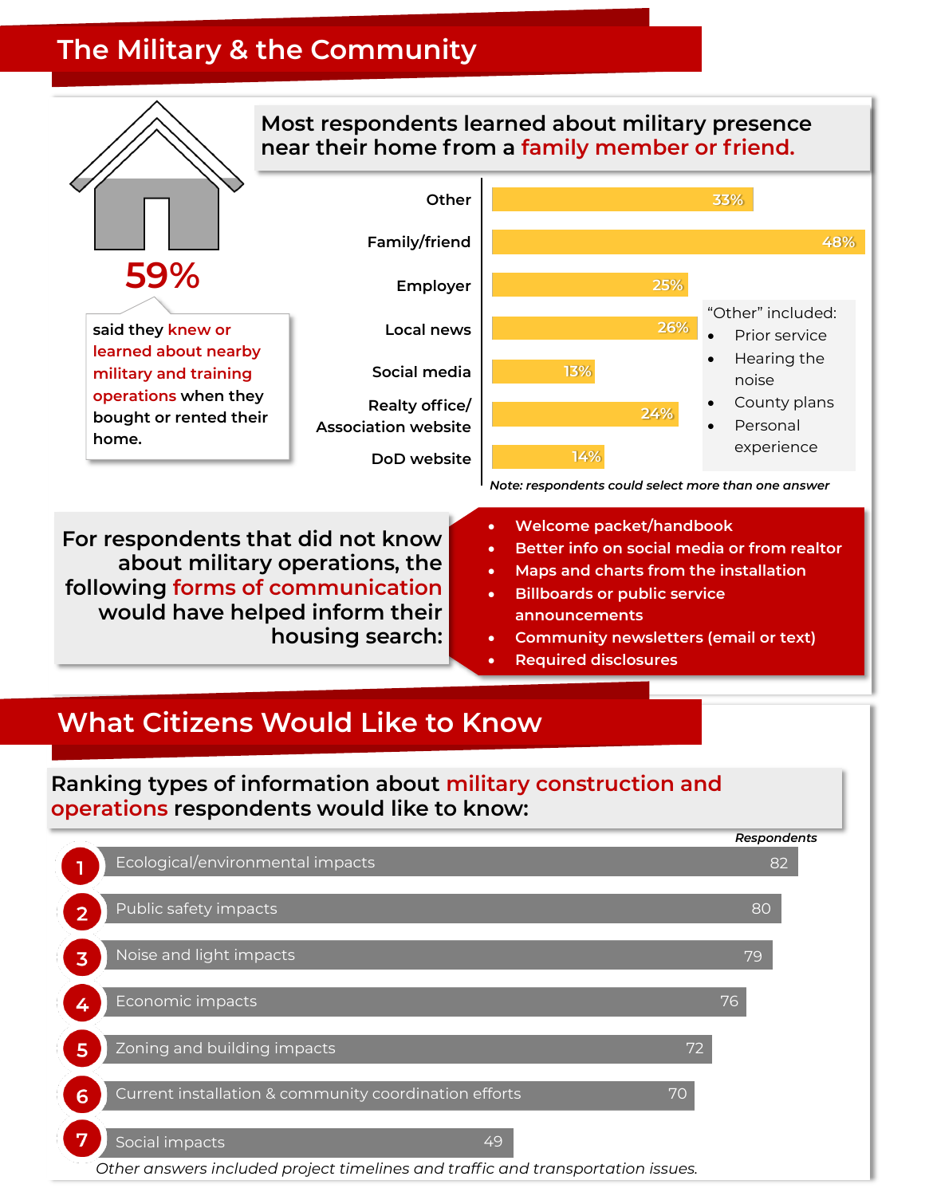# The Military & the Community

**59%** said they knew or learned about nearby military and training operations when they bought or rented their home.

## Most respondents learned about military presence near their home from a family member or friend.

| Source | Percentage |
|---|---|
| Other | 33% |
| Family/friend | 48% |
| Employer | 25% |
| Local news | 26% |
| Social media | 13% |
| Realty office/ Association website | 24% |
| DoD website | 14% |

"Other" included:

- Prior service
- Hearing the noise
- County plans
- Personal experience

*Note: respondents could select more than one answer*

**For respondents that did not know about military operations, the following forms of communication would have helped inform their housing search:**

- Welcome packet/handbook
- Better info on social media or from realtor
- Maps and charts from the installation
- Billboards or public service announcements
- Community newsletters (email or text)
- Required disclosures

# What Citizens Would Like to Know

## Ranking types of information about military construction and operations respondents would like to know:

| Rank | Type of information | Respondents |
|---|---|---|
| 1 | Ecological/environmental impacts | 82 |
| 2 | Public safety impacts | 80 |
| 3 | Noise and light impacts | 79 |
| 4 | Economic impacts | 76 |
| 5 | Zoning and building impacts | 72 |
| 6 | Current installation & community coordination efforts | 70 |
| 7 | Social impacts | 49 |

*Other answers included project timelines and traffic and transportation issues.*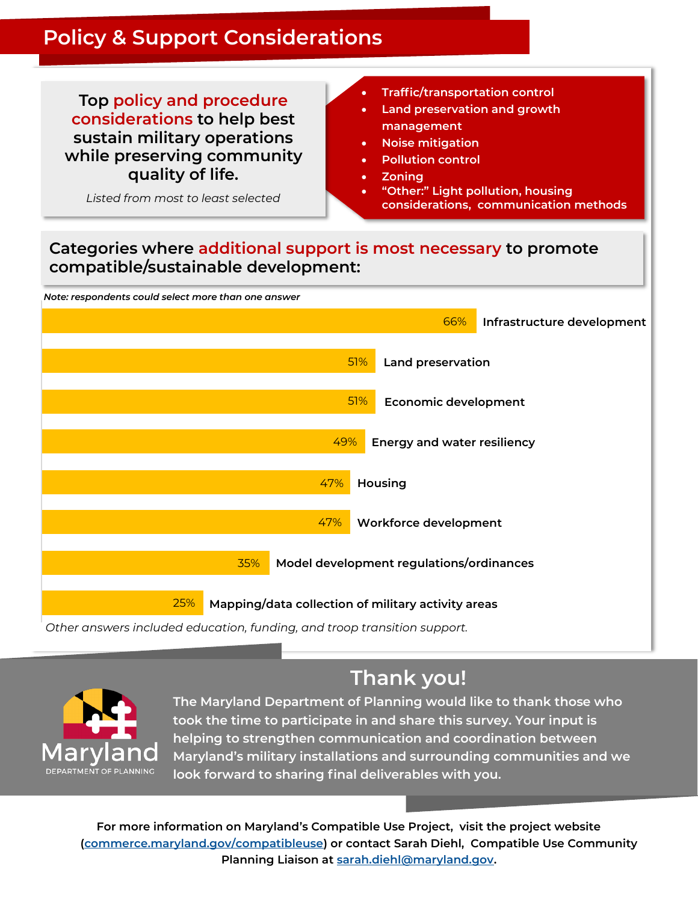# Policy & Support Considerations

**Top policy and procedure considerations to help best sustain military operations while preserving community quality of life.**

*Listed from most to least selected*

- Traffic/transportation control
- Land preservation and growth management
- Noise mitigation
- Pollution control
- Zoning
- "Other:" Light pollution, housing considerations, communication methods

## Categories where additional support is most necessary to promote compatible/sustainable development:

*Note: respondents could select more than one answer*

66% Infrastructure development

51% Land preservation

51% Economic development

49% Energy and water resiliency

47% Housing

47% Workforce development

35% Model development regulations/ordinances

25% Mapping/data collection of military activity areas

*Other answers included education, funding, and troop transition support.*

## Thank you!

The Maryland Department of Planning would like to thank those who took the time to participate in and share this survey. Your input is helping to strengthen communication and coordination between Maryland's military installations and surrounding communities and we look forward to sharing final deliverables with you.

Maryland
DEPARTMENT OF PLANNING

**For more information on Maryland's Compatible Use Project, visit the project website (commerce.maryland.gov/compatibleuse) or contact Sarah Diehl, Compatible Use Community Planning Liaison at sarah.diehl@maryland.gov.**